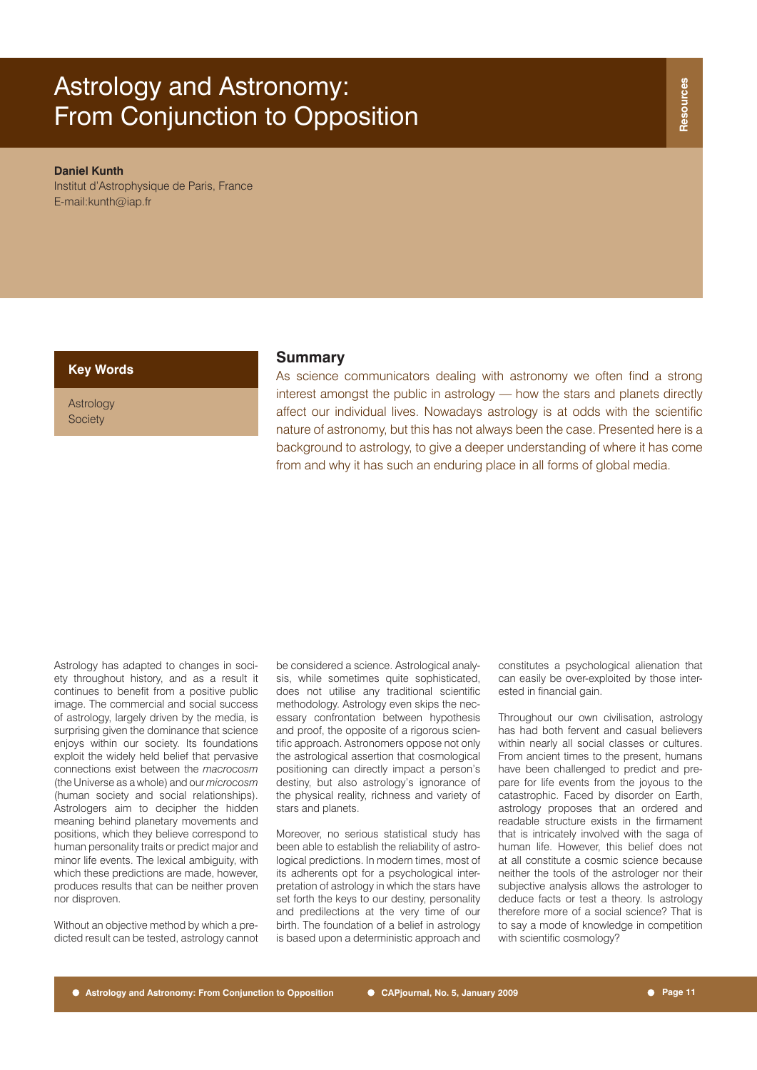# Astrology and Astronomy: From Conjunction to Opposition

**Daniel Kunth**
Institut d'Astrophysique de Paris, France
E-mail:kunth@iap.fr

**Key Words**

Astrology
Society

## Summary

As science communicators dealing with astronomy we often find a strong interest amongst the public in astrology — how the stars and planets directly affect our individual lives. Nowadays astrology is at odds with the scientific nature of astronomy, but this has not always been the case. Presented here is a background to astrology, to give a deeper understanding of where it has come from and why it has such an enduring place in all forms of global media.

Astrology has adapted to changes in society throughout history, and as a result it continues to benefit from a positive public image. The commercial and social success of astrology, largely driven by the media, is surprising given the dominance that science enjoys within our society. Its foundations exploit the widely held belief that pervasive connections exist between the *macrocosm* (the Universe as a whole) and our *microcosm* (human society and social relationships). Astrologers aim to decipher the hidden meaning behind planetary movements and positions, which they believe correspond to human personality traits or predict major and minor life events. The lexical ambiguity, with which these predictions are made, however, produces results that can be neither proven nor disproven.

Without an objective method by which a predicted result can be tested, astrology cannot be considered a science. Astrological analysis, while sometimes quite sophisticated, does not utilise any traditional scientific methodology. Astrology even skips the necessary confrontation between hypothesis and proof, the opposite of a rigorous scientific approach. Astronomers oppose not only the astrological assertion that cosmological positioning can directly impact a person's destiny, but also astrology's ignorance of the physical reality, richness and variety of stars and planets.

Moreover, no serious statistical study has been able to establish the reliability of astrological predictions. In modern times, most of its adherents opt for a psychological interpretation of astrology in which the stars have set forth the keys to our destiny, personality and predilections at the very time of our birth. The foundation of a belief in astrology is based upon a deterministic approach and constitutes a psychological alienation that can easily be over-exploited by those interested in financial gain.

Throughout our own civilisation, astrology has had both fervent and casual believers within nearly all social classes or cultures. From ancient times to the present, humans have been challenged to predict and prepare for life events from the joyous to the catastrophic. Faced by disorder on Earth, astrology proposes that an ordered and readable structure exists in the firmament that is intricately involved with the saga of human life. However, this belief does not at all constitute a cosmic science because neither the tools of the astrologer nor their subjective analysis allows the astrologer to deduce facts or test a theory. Is astrology therefore more of a social science? That is to say a mode of knowledge in competition with scientific cosmology?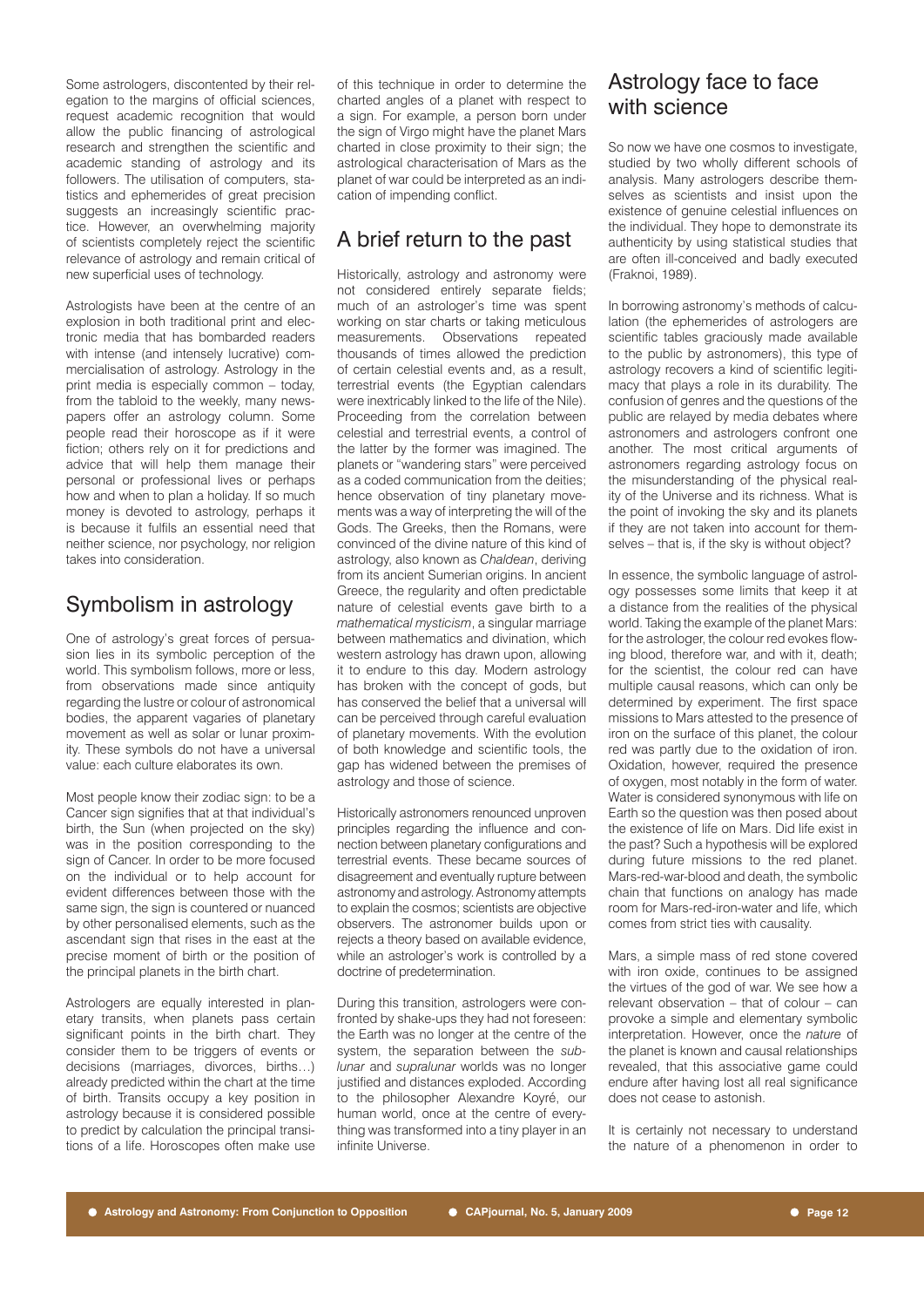Some astrologers, discontented by their relegation to the margins of official sciences, request academic recognition that would allow the public financing of astrological research and strengthen the scientific and academic standing of astrology and its followers. The utilisation of computers, statistics and ephemerides of great precision suggests an increasingly scientific practice. However, an overwhelming majority of scientists completely reject the scientific relevance of astrology and remain critical of new superficial uses of technology.

Astrologists have been at the centre of an explosion in both traditional print and electronic media that has bombarded readers with intense (and intensely lucrative) commercialisation of astrology. Astrology in the print media is especially common – today, from the tabloid to the weekly, many newspapers offer an astrology column. Some people read their horoscope as if it were fiction; others rely on it for predictions and advice that will help them manage their personal or professional lives or perhaps how and when to plan a holiday. If so much money is devoted to astrology, perhaps it is because it fulfils an essential need that neither science, nor psychology, nor religion takes into consideration.

## Symbolism in astrology

One of astrology's great forces of persuasion lies in its symbolic perception of the world. This symbolism follows, more or less, from observations made since antiquity regarding the lustre or colour of astronomical bodies, the apparent vagaries of planetary movement as well as solar or lunar proximity. These symbols do not have a universal value: each culture elaborates its own.

Most people know their zodiac sign: to be a Cancer sign signifies that at that individual's birth, the Sun (when projected on the sky) was in the position corresponding to the sign of Cancer. In order to be more focused on the individual or to help account for evident differences between those with the same sign, the sign is countered or nuanced by other personalised elements, such as the ascendant sign that rises in the east at the precise moment of birth or the position of the principal planets in the birth chart.

Astrologers are equally interested in planetary transits, when planets pass certain significant points in the birth chart. They consider them to be triggers of events or decisions (marriages, divorces, births…) already predicted within the chart at the time of birth. Transits occupy a key position in astrology because it is considered possible to predict by calculation the principal transitions of a life. Horoscopes often make use of this technique in order to determine the charted angles of a planet with respect to a sign. For example, a person born under the sign of Virgo might have the planet Mars charted in close proximity to their sign; the astrological characterisation of Mars as the planet of war could be interpreted as an indication of impending conflict.

## A brief return to the past

Historically, astrology and astronomy were not considered entirely separate fields; much of an astrologer's time was spent working on star charts or taking meticulous measurements. Observations repeated thousands of times allowed the prediction of certain celestial events and, as a result, terrestrial events (the Egyptian calendars were inextricably linked to the life of the Nile). Proceeding from the correlation between celestial and terrestrial events, a control of the latter by the former was imagined. The planets or "wandering stars" were perceived as a coded communication from the deities; hence observation of tiny planetary movements was a way of interpreting the will of the Gods. The Greeks, then the Romans, were convinced of the divine nature of this kind of astrology, also known as *Chaldean*, deriving from its ancient Sumerian origins. In ancient Greece, the regularity and often predictable nature of celestial events gave birth to a *mathematical mysticism*, a singular marriage between mathematics and divination, which western astrology has drawn upon, allowing it to endure to this day. Modern astrology has broken with the concept of gods, but has conserved the belief that a universal will can be perceived through careful evaluation of planetary movements. With the evolution of both knowledge and scientific tools, the gap has widened between the premises of astrology and those of science.

Historically astronomers renounced unproven principles regarding the influence and connection between planetary configurations and terrestrial events. These became sources of disagreement and eventually rupture between astronomy and astrology. Astronomy attempts to explain the cosmos; scientists are objective observers. The astronomer builds upon or rejects a theory based on available evidence, while an astrologer's work is controlled by a doctrine of predetermination.

During this transition, astrologers were confronted by shake-ups they had not foreseen: the Earth was no longer at the centre of the system, the separation between the *sublunar* and *supralunar* worlds was no longer justified and distances exploded. According to the philosopher Alexandre Koyré, our human world, once at the centre of everything was transformed into a tiny player in an infinite Universe.

## Astrology face to face with science

So now we have one cosmos to investigate, studied by two wholly different schools of analysis. Many astrologers describe themselves as scientists and insist upon the existence of genuine celestial influences on the individual. They hope to demonstrate its authenticity by using statistical studies that are often ill-conceived and badly executed (Fraknoi, 1989).

In borrowing astronomy's methods of calculation (the ephemerides of astrologers are scientific tables graciously made available to the public by astronomers), this type of astrology recovers a kind of scientific legitimacy that plays a role in its durability. The confusion of genres and the questions of the public are relayed by media debates where astronomers and astrologers confront one another. The most critical arguments of astronomers regarding astrology focus on the misunderstanding of the physical reality of the Universe and its richness. What is the point of invoking the sky and its planets if they are not taken into account for themselves – that is, if the sky is without object?

In essence, the symbolic language of astrology possesses some limits that keep it at a distance from the realities of the physical world. Taking the example of the planet Mars: for the astrologer, the colour red evokes flowing blood, therefore war, and with it, death; for the scientist, the colour red can have multiple causal reasons, which can only be determined by experiment. The first space missions to Mars attested to the presence of iron on the surface of this planet, the colour red was partly due to the oxidation of iron. Oxidation, however, required the presence of oxygen, most notably in the form of water. Water is considered synonymous with life on Earth so the question was then posed about the existence of life on Mars. Did life exist in the past? Such a hypothesis will be explored during future missions to the red planet. Mars-red-war-blood and death, the symbolic chain that functions on analogy has made room for Mars-red-iron-water and life, which comes from strict ties with causality.

Mars, a simple mass of red stone covered with iron oxide, continues to be assigned the virtues of the god of war. We see how a relevant observation – that of colour – can provoke a simple and elementary symbolic interpretation. However, once the *nature* of the planet is known and causal relationships revealed, that this associative game could endure after having lost all real significance does not cease to astonish.

It is certainly not necessary to understand the nature of a phenomenon in order to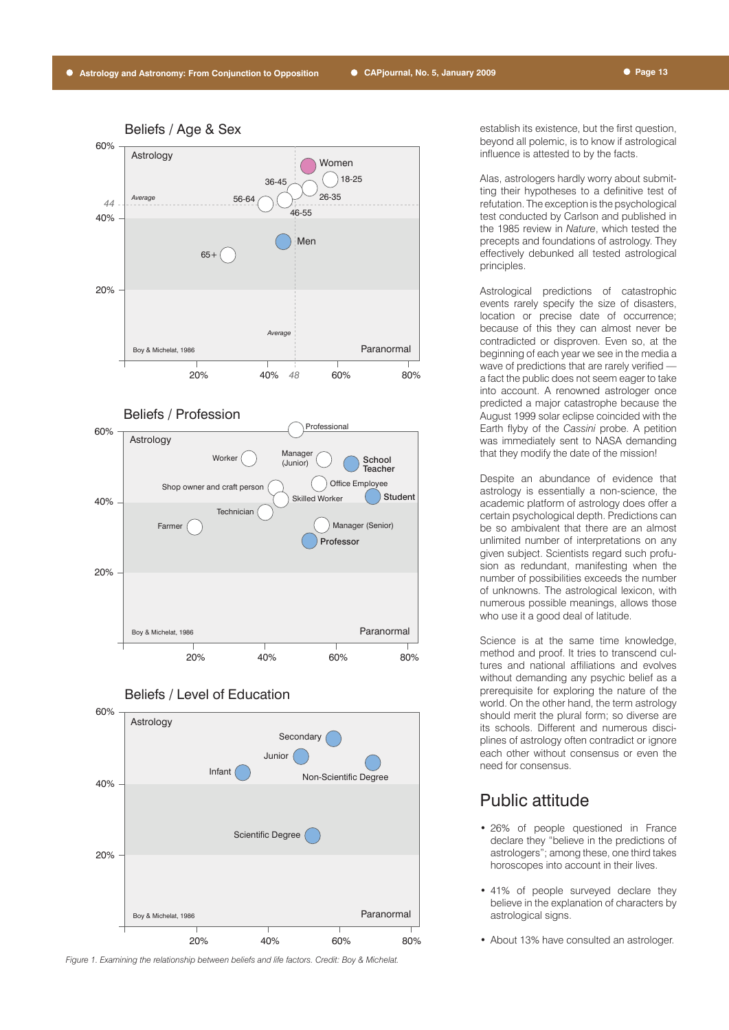Figure 1. Examining the relationship between beliefs and life factors. Credit: Boy & Michelat.

establish its existence, but the first question, beyond all polemic, is to know if astrological influence is attested to by the facts.

Alas, astrologers hardly worry about submitting their hypotheses to a definitive test of refutation. The exception is the psychological test conducted by Carlson and published in the 1985 review in *Nature*, which tested the precepts and foundations of astrology. They effectively debunked all tested astrological principles.

Astrological predictions of catastrophic events rarely specify the size of disasters, location or precise date of occurrence; because of this they can almost never be contradicted or disproven. Even so, at the beginning of each year we see in the media a wave of predictions that are rarely verified — a fact the public does not seem eager to take into account. A renowned astrologer once predicted a major catastrophe because the August 1999 solar eclipse coincided with the Earth flyby of the *Cassini* probe. A petition was immediately sent to NASA demanding that they modify the date of the mission!

Despite an abundance of evidence that astrology is essentially a non-science, the academic platform of astrology does offer a certain psychological depth. Predictions can be so ambivalent that there are an almost unlimited number of interpretations on any given subject. Scientists regard such profusion as redundant, manifesting when the number of possibilities exceeds the number of unknowns. The astrological lexicon, with numerous possible meanings, allows those who use it a good deal of latitude.

Science is at the same time knowledge, method and proof. It tries to transcend cultures and national affiliations and evolves without demanding any psychic belief as a prerequisite for exploring the nature of the world. On the other hand, the term astrology should merit the plural form; so diverse are its schools. Different and numerous disciplines of astrology often contradict or ignore each other without consensus or even the need for consensus.

## Public attitude

- 26% of people questioned in France declare they "believe in the predictions of astrologers"; among these, one third takes horoscopes into account in their lives.
- 41% of people surveyed declare they believe in the explanation of characters by astrological signs.
- About 13% have consulted an astrologer.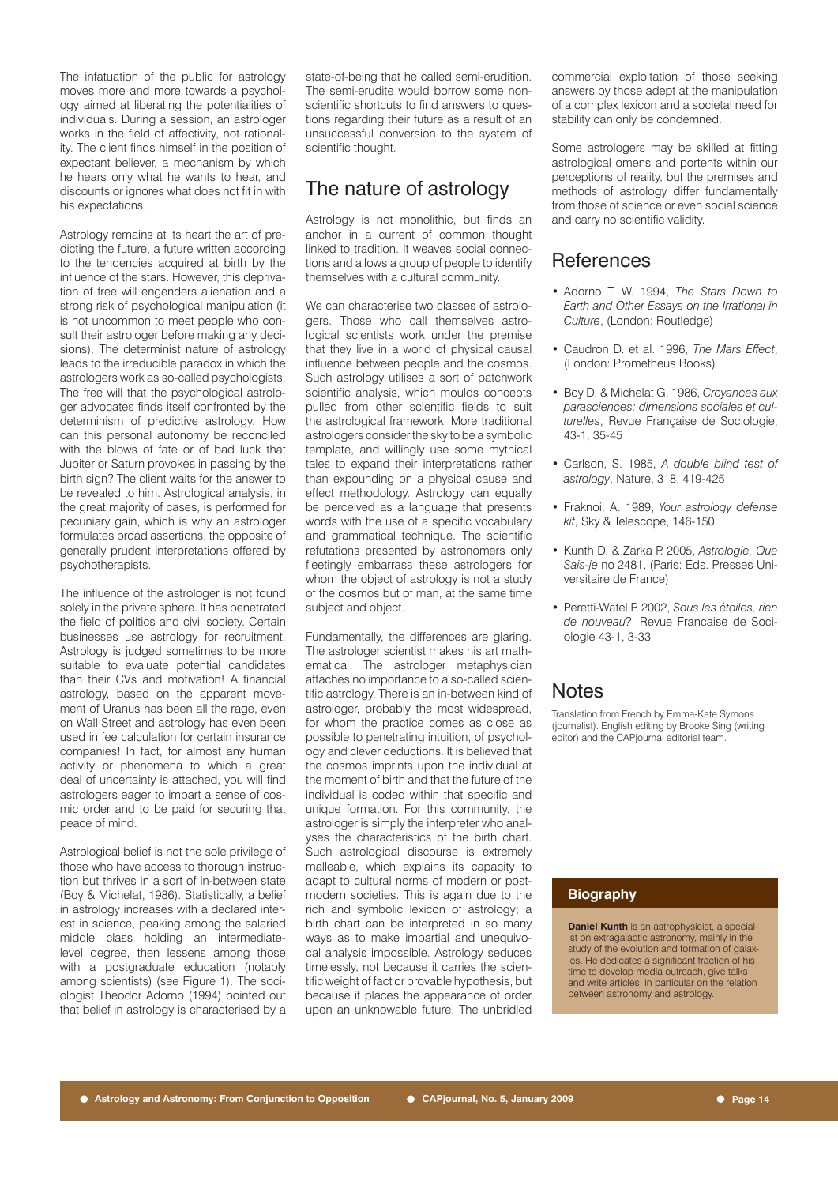The infatuation of the public for astrology moves more and more towards a psychology aimed at liberating the potentialities of individuals. During a session, an astrologer works in the field of affectivity, not rationality. The client finds himself in the position of expectant believer, a mechanism by which he hears only what he wants to hear, and discounts or ignores what does not fit in with his expectations.

Astrology remains at its heart the art of predicting the future, a future written according to the tendencies acquired at birth by the influence of the stars. However, this deprivation of free will engenders alienation and a strong risk of psychological manipulation (it is not uncommon to meet people who consult their astrologer before making any decisions). The determinist nature of astrology leads to the irreducible paradox in which the astrologers work as so-called psychologists. The free will that the psychological astrologer advocates finds itself confronted by the determinism of predictive astrology. How can this personal autonomy be reconciled with the blows of fate or of bad luck that Jupiter or Saturn provokes in passing by the birth sign? The client waits for the answer to be revealed to him. Astrological analysis, in the great majority of cases, is performed for pecuniary gain, which is why an astrologer formulates broad assertions, the opposite of generally prudent interpretations offered by psychotherapists.

The influence of the astrologer is not found solely in the private sphere. It has penetrated the field of politics and civil society. Certain businesses use astrology for recruitment. Astrology is judged sometimes to be more suitable to evaluate potential candidates than their CVs and motivation! A financial astrology, based on the apparent movement of Uranus has been all the rage, even on Wall Street and astrology has even been used in fee calculation for certain insurance companies! In fact, for almost any human activity or phenomena to which a great deal of uncertainty is attached, you will find astrologers eager to impart a sense of cosmic order and to be paid for securing that peace of mind.

Astrological belief is not the sole privilege of those who have access to thorough instruction but thrives in a sort of in-between state (Boy & Michelat, 1986). Statistically, a belief in astrology increases with a declared interest in science, peaking among the salaried middle class holding an intermediate-level degree, then lessens among those with a postgraduate education (notably among scientists) (see Figure 1). The sociologist Theodor Adorno (1994) pointed out that belief in astrology is characterised by a state-of-being that he called semi-erudition. The semi-erudite would borrow some non-scientific shortcuts to find answers to questions regarding their future as a result of an unsuccessful conversion to the system of scientific thought.

## The nature of astrology

Astrology is not monolithic, but finds an anchor in a current of common thought linked to tradition. It weaves social connections and allows a group of people to identify themselves with a cultural community.

We can characterise two classes of astrologers. Those who call themselves astrological scientists work under the premise that they live in a world of physical causal influence between people and the cosmos. Such astrology utilises a sort of patchwork scientific analysis, which moulds concepts pulled from other scientific fields to suit the astrological framework. More traditional astrologers consider the sky to be a symbolic template, and willingly use some mythical tales to expand their interpretations rather than expounding on a physical cause and effect methodology. Astrology can equally be perceived as a language that presents words with the use of a specific vocabulary and grammatical technique. The scientific refutations presented by astronomers only fleetingly embarrass these astrologers for whom the object of astrology is not a study of the cosmos but of man, at the same time subject and object.

Fundamentally, the differences are glaring. The astrologer scientist makes his art mathematical. The astrologer metaphysician attaches no importance to a so-called scientific astrology. There is an in-between kind of astrologer, probably the most widespread, for whom the practice comes as close as possible to penetrating intuition, of psychology and clever deductions. It is believed that the cosmos imprints upon the individual at the moment of birth and that the future of the individual is coded within that specific and unique formation. For this community, the astrologer is simply the interpreter who analyses the characteristics of the birth chart. Such astrological discourse is extremely malleable, which explains its capacity to adapt to cultural norms of modern or post-modern societies. This is again due to the rich and symbolic lexicon of astrology; a birth chart can be interpreted in so many ways as to make impartial and unequivocal analysis impossible. Astrology seduces timelessly, not because it carries the scientific weight of fact or provable hypothesis, but because it places the appearance of order upon an unknowable future. The unbridled commercial exploitation of those seeking answers by those adept at the manipulation of a complex lexicon and a societal need for stability can only be condemned.

Some astrologers may be skilled at fitting astrological omens and portents within our perceptions of reality, but the premises and methods of astrology differ fundamentally from those of science or even social science and carry no scientific validity.

## References

- Adorno T. W. 1994, *The Stars Down to Earth and Other Essays on the Irrational in Culture*, (London: Routledge)
- Caudron D. et al. 1996, *The Mars Effect*, (London: Prometheus Books)
- Boy D. & Michelat G. 1986, *Croyances aux parasciences: dimensions sociales et culturelles*, Revue Française de Sociologie, 43-1, 35-45
- Carlson, S. 1985, *A double blind test of astrology*, Nature, 318, 419-425
- Fraknoi, A. 1989, *Your astrology defense kit*, Sky & Telescope, 146-150
- Kunth D. & Zarka P. 2005, *Astrologie, Que Sais-je* no 2481, (Paris: Eds. Presses Universitaire de France)
- Peretti-Watel P. 2002, *Sous les étoiles, rien de nouveau?*, Revue Francaise de Sociologie 43-1, 3-33

## Notes

Translation from French by Emma-Kate Symons (journalist). English editing by Brooke Sing (writing editor) and the CAPjournal editorial team.

## Biography

**Daniel Kunth** is an astrophysicist, a specialist on extragalactic astronomy, mainly in the study of the evolution and formation of galaxies. He dedicates a significant fraction of his time to develop media outreach, give talks and write articles, in particular on the relation between astronomy and astrology.